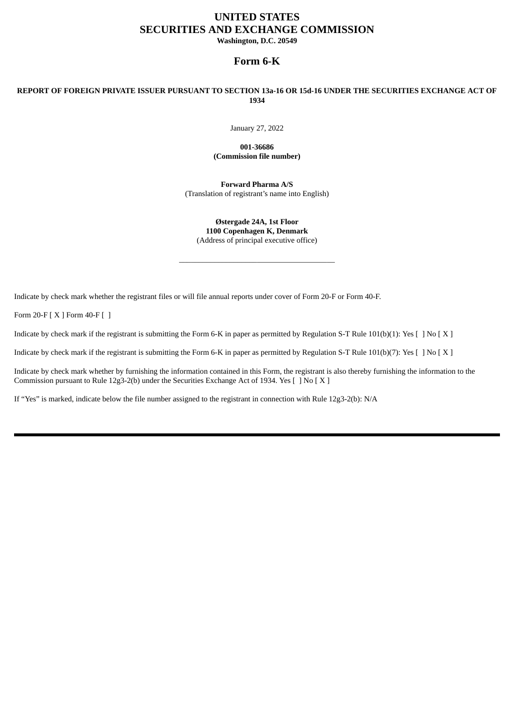# UNITED STATES
# SECURITIES AND EXCHANGE COMMISSION

**Washington, D.C. 20549**

## Form 6-K

**REPORT OF FOREIGN PRIVATE ISSUER PURSUANT TO SECTION 13a-16 OR 15d-16 UNDER THE SECURITIES EXCHANGE ACT OF 1934**

January 27, 2022

**001-36686**
**(Commission file number)**

**Forward Pharma A/S**
(Translation of registrant's name into English)

**Østergade 24A, 1st Floor**
**1100 Copenhagen K, Denmark**
(Address of principal executive office)

---

Indicate by check mark whether the registrant files or will file annual reports under cover of Form 20-F or Form 40-F.

Form 20-F [ X ] Form 40-F [ ]

Indicate by check mark if the registrant is submitting the Form 6-K in paper as permitted by Regulation S-T Rule 101(b)(1): Yes [ ] No [ X ]

Indicate by check mark if the registrant is submitting the Form 6-K in paper as permitted by Regulation S-T Rule 101(b)(7): Yes [ ] No [ X ]

Indicate by check mark whether by furnishing the information contained in this Form, the registrant is also thereby furnishing the information to the Commission pursuant to Rule 12g3-2(b) under the Securities Exchange Act of 1934. Yes [ ] No [ X ]

If "Yes" is marked, indicate below the file number assigned to the registrant in connection with Rule 12g3-2(b): N/A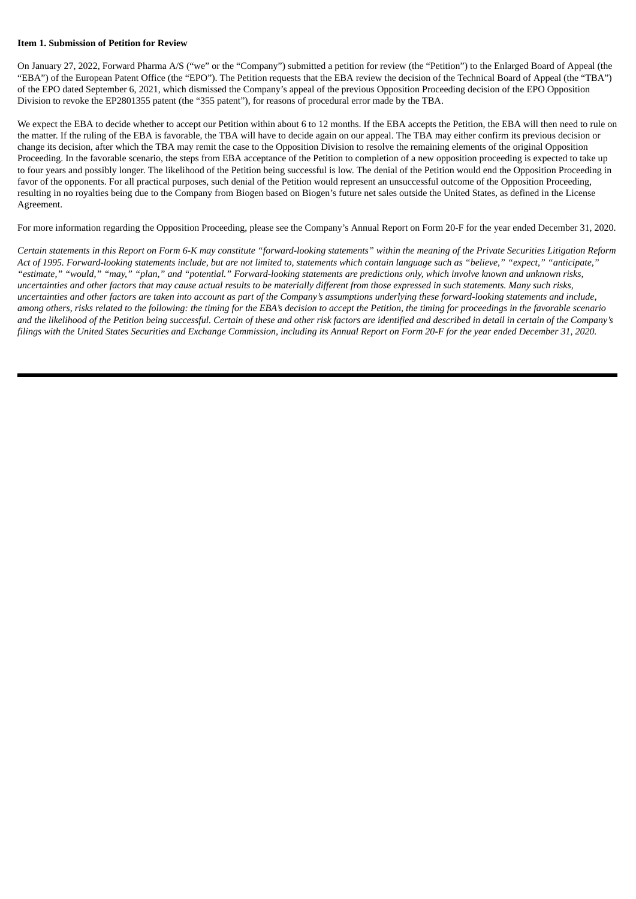**Item 1. Submission of Petition for Review**

On January 27, 2022, Forward Pharma A/S ("we" or the "Company") submitted a petition for review (the "Petition") to the Enlarged Board of Appeal (the "EBA") of the European Patent Office (the "EPO"). The Petition requests that the EBA review the decision of the Technical Board of Appeal (the "TBA") of the EPO dated September 6, 2021, which dismissed the Company's appeal of the previous Opposition Proceeding decision of the EPO Opposition Division to revoke the EP2801355 patent (the "355 patent"), for reasons of procedural error made by the TBA.

We expect the EBA to decide whether to accept our Petition within about 6 to 12 months. If the EBA accepts the Petition, the EBA will then need to rule on the matter. If the ruling of the EBA is favorable, the TBA will have to decide again on our appeal. The TBA may either confirm its previous decision or change its decision, after which the TBA may remit the case to the Opposition Division to resolve the remaining elements of the original Opposition Proceeding. In the favorable scenario, the steps from EBA acceptance of the Petition to completion of a new opposition proceeding is expected to take up to four years and possibly longer. The likelihood of the Petition being successful is low. The denial of the Petition would end the Opposition Proceeding in favor of the opponents. For all practical purposes, such denial of the Petition would represent an unsuccessful outcome of the Opposition Proceeding, resulting in no royalties being due to the Company from Biogen based on Biogen's future net sales outside the United States, as defined in the License Agreement.

For more information regarding the Opposition Proceeding, please see the Company's Annual Report on Form 20-F for the year ended December 31, 2020.

*Certain statements in this Report on Form 6-K may constitute "forward-looking statements" within the meaning of the Private Securities Litigation Reform Act of 1995. Forward-looking statements include, but are not limited to, statements which contain language such as "believe," "expect," "anticipate," "estimate," "would," "may," "plan," and "potential." Forward-looking statements are predictions only, which involve known and unknown risks, uncertainties and other factors that may cause actual results to be materially different from those expressed in such statements. Many such risks, uncertainties and other factors are taken into account as part of the Company's assumptions underlying these forward-looking statements and include, among others, risks related to the following: the timing for the EBA's decision to accept the Petition, the timing for proceedings in the favorable scenario and the likelihood of the Petition being successful. Certain of these and other risk factors are identified and described in detail in certain of the Company's filings with the United States Securities and Exchange Commission, including its Annual Report on Form 20-F for the year ended December 31, 2020.*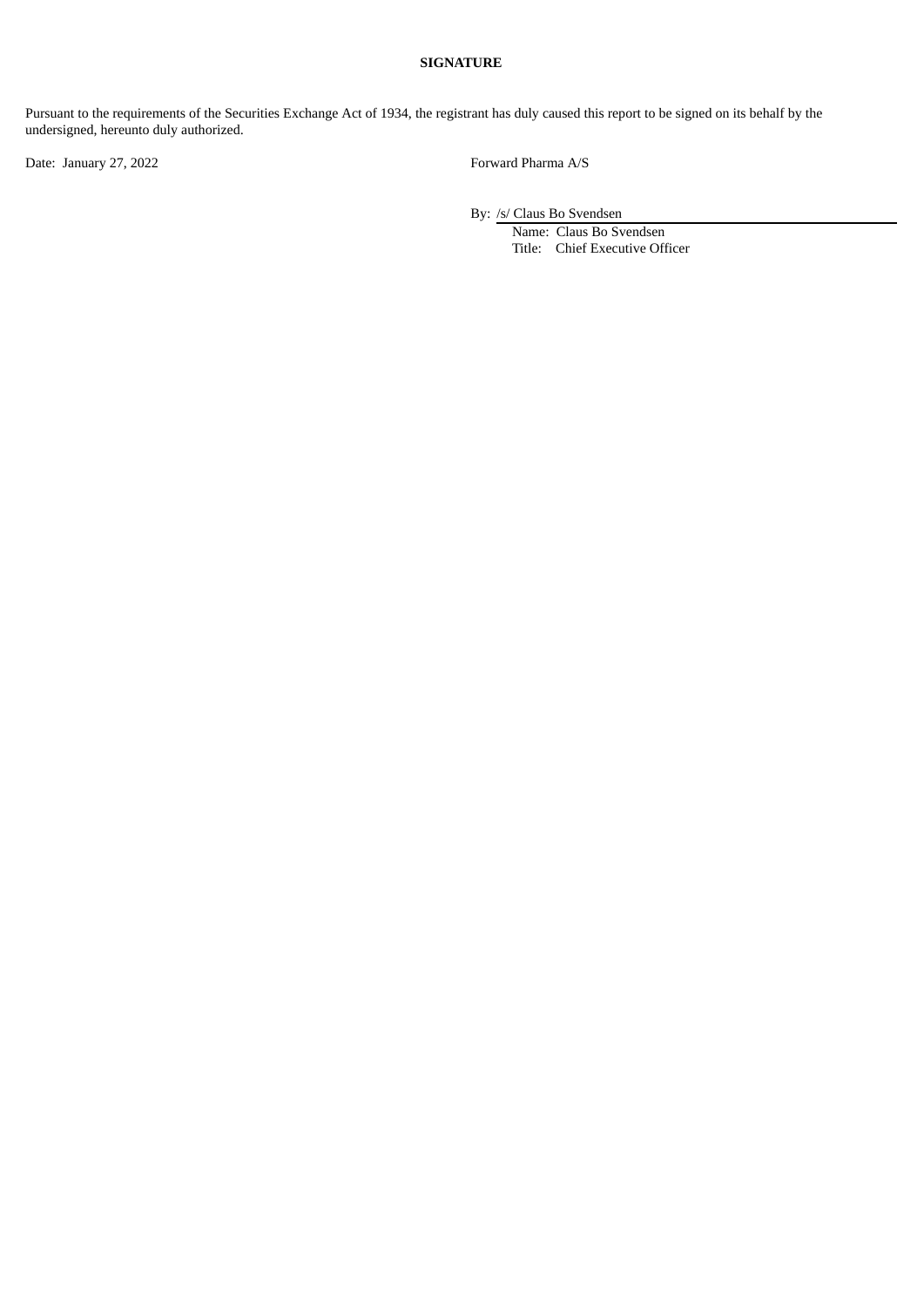**SIGNATURE**

Pursuant to the requirements of the Securities Exchange Act of 1934, the registrant has duly caused this report to be signed on its behalf by the undersigned, hereunto duly authorized.

Date: January 27, 2022

Forward Pharma A/S

By: /s/ Claus Bo Svendsen
Name: Claus Bo Svendsen
Title: Chief Executive Officer